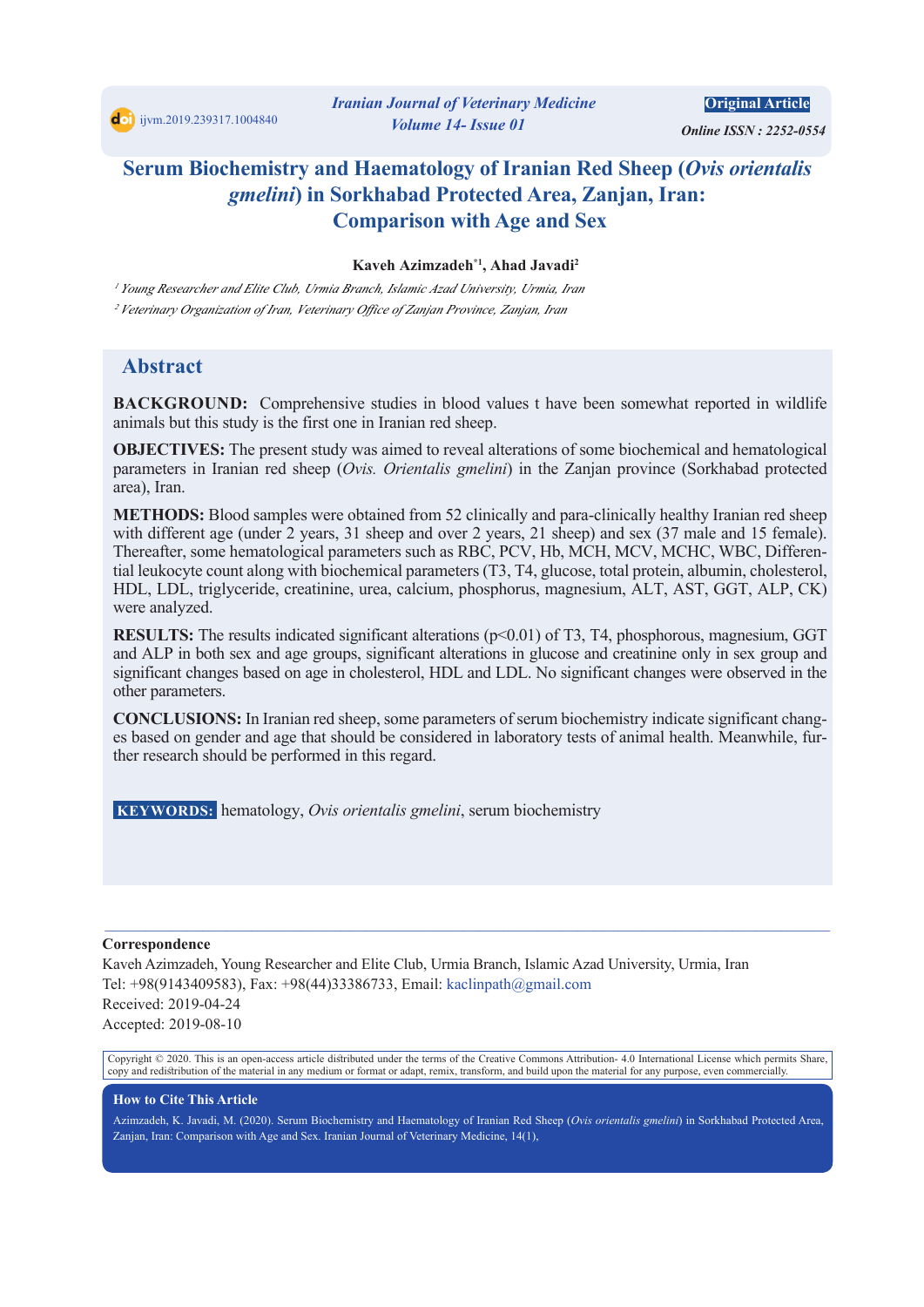ijvm.2019.239317.1004840

Iranian Journal of Veterinary Medicine
Volume 14- Issue 01

**Original Article**

*Online ISSN : 2252-0554*

# Serum Biochemistry and Haematology of Iranian Red Sheep (*Ovis orientalis gmelini*) in Sorkhabad Protected Area, Zanjan, Iran: Comparison with Age and Sex

**Kaveh Azimzadeh*[1], Ahad Javadi[2]**

[1] *Young Researcher and Elite Club, Urmia Branch, Islamic Azad University, Urmia, Iran*

[2] *Veterinary Organization of Iran, Veterinary Office of Zanjan Province, Zanjan, Iran*

## Abstract

**BACKGROUND:** Comprehensive studies in blood values t have been somewhat reported in wildlife animals but this study is the first one in Iranian red sheep.

**OBJECTIVES:** The present study was aimed to reveal alterations of some biochemical and hematological parameters in Iranian red sheep (*Ovis. Orientalis gmelini*) in the Zanjan province (Sorkhabad protected area), Iran.

**METHODS:** Blood samples were obtained from 52 clinically and para-clinically healthy Iranian red sheep with different age (under 2 years, 31 sheep and over 2 years, 21 sheep) and sex (37 male and 15 female). Thereafter, some hematological parameters such as RBC, PCV, Hb, MCH, MCV, MCHC, WBC, Differential leukocyte count along with biochemical parameters (T3, T4, glucose, total protein, albumin, cholesterol, HDL, LDL, triglyceride, creatinine, urea, calcium, phosphorus, magnesium, ALT, AST, GGT, ALP, CK) were analyzed.

**RESULTS:** The results indicated significant alterations ($p<0.01$) of T3, T4, phosphorous, magnesium, GGT and ALP in both sex and age groups, significant alterations in glucose and creatinine only in sex group and significant changes based on age in cholesterol, HDL and LDL. No significant changes were observed in the other parameters.

**CONCLUSIONS:** In Iranian red sheep, some parameters of serum biochemistry indicate significant changes based on gender and age that should be considered in laboratory tests of animal health. Meanwhile, further research should be performed in this regard.

**KEYWORDS:** hematology, *Ovis orientalis gmelini*, serum biochemistry

**Correspondence**

Kaveh Azimzadeh, Young Researcher and Elite Club, Urmia Branch, Islamic Azad University, Urmia, Iran
Tel: +98(9143409583), Fax: +98(44)33386733, Email: kaclinpath@gmail.com
Received: 2019-04-24
Accepted: 2019-08-10

Copyright © 2020. This is an open-access article distributed under the terms of the Creative Commons Attribution- 4.0 International License which permits Share, copy and redistribution of the material in any medium or format or adapt, remix, transform, and build upon the material for any purpose, even commercially.

**How to Cite This Article**

Azimzadeh, K. Javadi, M. (2020). Serum Biochemistry and Haematology of Iranian Red Sheep (*Ovis orientalis gmelini*) in Sorkhabad Protected Area, Zanjan, Iran: Comparison with Age and Sex. Iranian Journal of Veterinary Medicine, 14(1),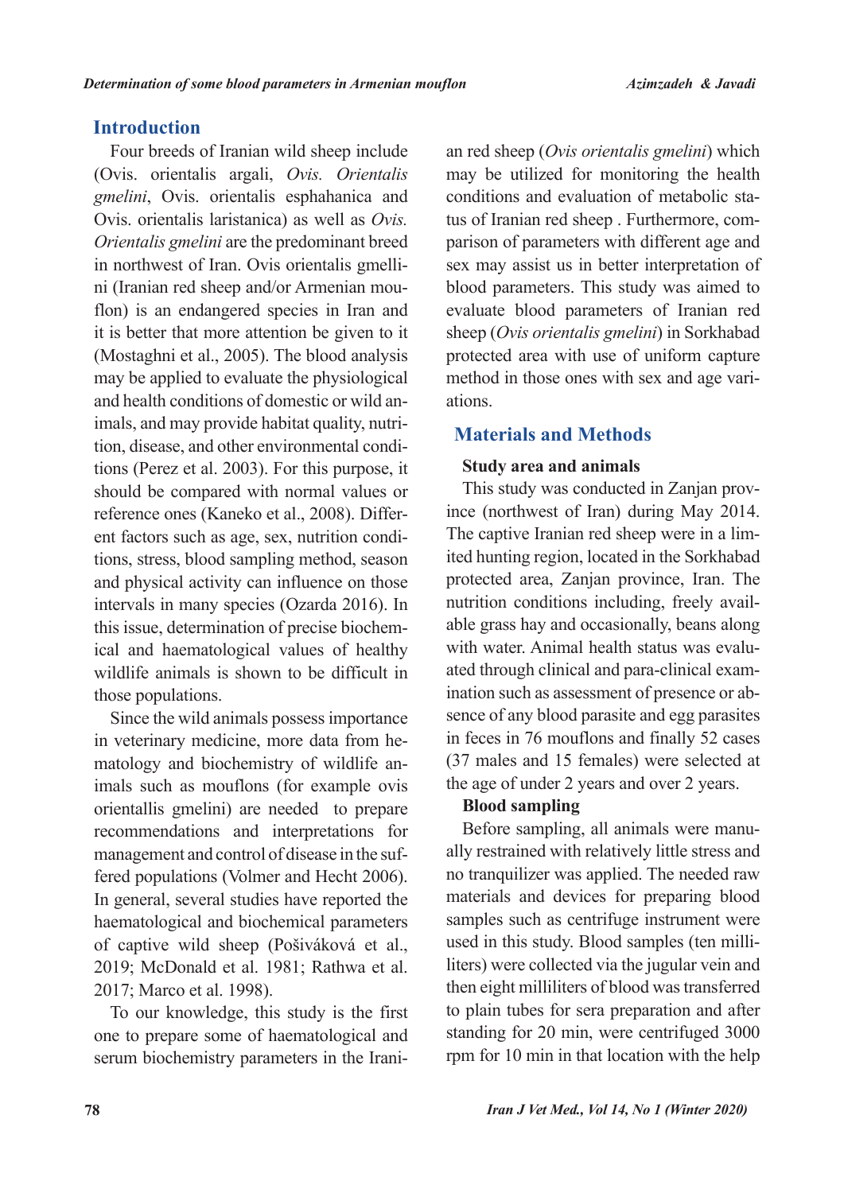## Introduction

Four breeds of Iranian wild sheep include (Ovis. orientalis argali, *Ovis. Orientalis gmelini*, Ovis. orientalis esphahanica and Ovis. orientalis laristanica) as well as *Ovis. Orientalis gmelini* are the predominant breed in northwest of Iran. Ovis orientalis gmellini (Iranian red sheep and/or Armenian mouflon) is an endangered species in Iran and it is better that more attention be given to it (Mostaghni et al., 2005). The blood analysis may be applied to evaluate the physiological and health conditions of domestic or wild animals, and may provide habitat quality, nutrition, disease, and other environmental conditions (Perez et al. 2003). For this purpose, it should be compared with normal values or reference ones (Kaneko et al., 2008). Different factors such as age, sex, nutrition conditions, stress, blood sampling method, season and physical activity can influence on those intervals in many species (Ozarda 2016). In this issue, determination of precise biochemical and haematological values of healthy wildlife animals is shown to be difficult in those populations.

Since the wild animals possess importance in veterinary medicine, more data from hematology and biochemistry of wildlife animals such as mouflons (for example ovis orientallis gmelini) are needed to prepare recommendations and interpretations for management and control of disease in the suffered populations (Volmer and Hecht 2006). In general, several studies have reported the haematological and biochemical parameters of captive wild sheep (Pošiváková et al., 2019; McDonald et al. 1981; Rathwa et al. 2017; Marco et al. 1998).

To our knowledge, this study is the first one to prepare some of haematological and serum biochemistry parameters in the Iranian red sheep (*Ovis orientalis gmelini*) which may be utilized for monitoring the health conditions and evaluation of metabolic status of Iranian red sheep . Furthermore, comparison of parameters with different age and sex may assist us in better interpretation of blood parameters. This study was aimed to evaluate blood parameters of Iranian red sheep (*Ovis orientalis gmelini*) in Sorkhabad protected area with use of uniform capture method in those ones with sex and age variations.

## Materials and Methods

### Study area and animals

This study was conducted in Zanjan province (northwest of Iran) during May 2014. The captive Iranian red sheep were in a limited hunting region, located in the Sorkhabad protected area, Zanjan province, Iran. The nutrition conditions including, freely available grass hay and occasionally, beans along with water. Animal health status was evaluated through clinical and para-clinical examination such as assessment of presence or absence of any blood parasite and egg parasites in feces in 76 mouflons and finally 52 cases (37 males and 15 females) were selected at the age of under 2 years and over 2 years.

### Blood sampling

Before sampling, all animals were manually restrained with relatively little stress and no tranquilizer was applied. The needed raw materials and devices for preparing blood samples such as centrifuge instrument were used in this study. Blood samples (ten milliliters) were collected via the jugular vein and then eight milliliters of blood was transferred to plain tubes for sera preparation and after standing for 20 min, were centrifuged 3000 rpm for 10 min in that location with the help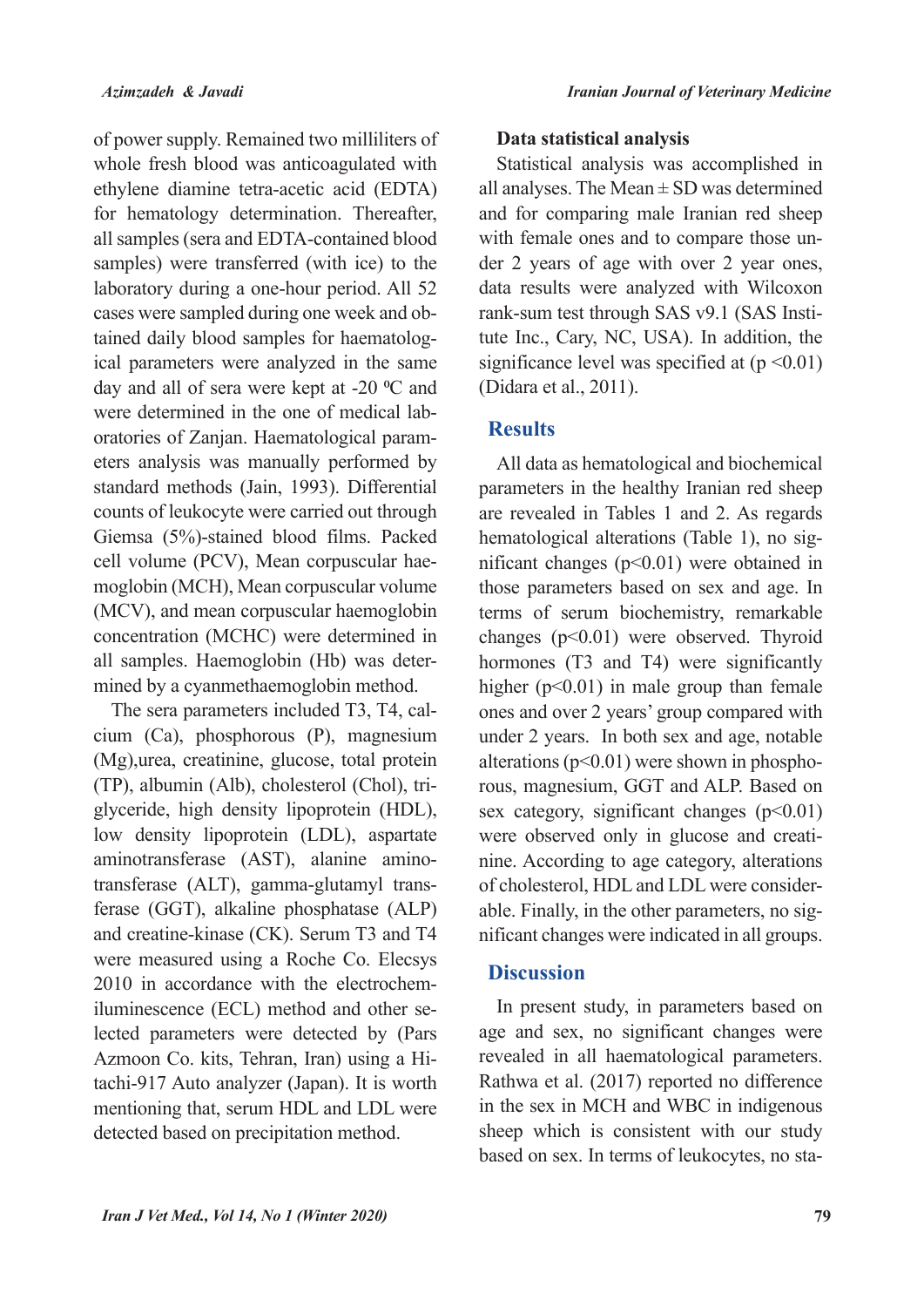of power supply. Remained two milliliters of whole fresh blood was anticoagulated with ethylene diamine tetra-acetic acid (EDTA) for hematology determination. Thereafter, all samples (sera and EDTA-contained blood samples) were transferred (with ice) to the laboratory during a one-hour period. All 52 cases were sampled during one week and obtained daily blood samples for haematological parameters were analyzed in the same day and all of sera were kept at -20 ºC and were determined in the one of medical laboratories of Zanjan. Haematological parameters analysis was manually performed by standard methods (Jain, 1993). Differential counts of leukocyte were carried out through Giemsa (5%)-stained blood films. Packed cell volume (PCV), Mean corpuscular haemoglobin (MCH), Mean corpuscular volume (MCV), and mean corpuscular haemoglobin concentration (MCHC) were determined in all samples. Haemoglobin (Hb) was determined by a cyanmethaemoglobin method.

The sera parameters included T3, T4, calcium (Ca), phosphorous (P), magnesium (Mg),urea, creatinine, glucose, total protein (TP), albumin (Alb), cholesterol (Chol), triglyceride, high density lipoprotein (HDL), low density lipoprotein (LDL), aspartate aminotransferase (AST), alanine aminotransferase (ALT), gamma-glutamyl transferase (GGT), alkaline phosphatase (ALP) and creatine-kinase (CK). Serum T3 and T4 were measured using a Roche Co. Elecsys 2010 in accordance with the electrochemiluminescence (ECL) method and other selected parameters were detected by (Pars Azmoon Co. kits, Tehran, Iran) using a Hitachi-917 Auto analyzer (Japan). It is worth mentioning that, serum HDL and LDL were detected based on precipitation method.

**Data statistical analysis**

Statistical analysis was accomplished in all analyses. The Mean ± SD was determined and for comparing male Iranian red sheep with female ones and to compare those under 2 years of age with over 2 year ones, data results were analyzed with Wilcoxon rank-sum test through SAS v9.1 (SAS Institute Inc., Cary, NC, USA). In addition, the significance level was specified at ($p < 0.01$) (Didara et al., 2011).

## Results

All data as hematological and biochemical parameters in the healthy Iranian red sheep are revealed in Tables 1 and 2. As regards hematological alterations (Table 1), no significant changes ($p<0.01$) were obtained in those parameters based on sex and age. In terms of serum biochemistry, remarkable changes ($p<0.01$) were observed. Thyroid hormones (T3 and T4) were significantly higher ($p<0.01$) in male group than female ones and over 2 years' group compared with under 2 years. In both sex and age, notable alterations ($p<0.01$) were shown in phosphorous, magnesium, GGT and ALP. Based on sex category, significant changes ($p<0.01$) were observed only in glucose and creatinine. According to age category, alterations of cholesterol, HDL and LDL were considerable. Finally, in the other parameters, no significant changes were indicated in all groups.

## Discussion

In present study, in parameters based on age and sex, no significant changes were revealed in all haematological parameters. Rathwa et al. (2017) reported no difference in the sex in MCH and WBC in indigenous sheep which is consistent with our study based on sex. In terms of leukocytes, no sta-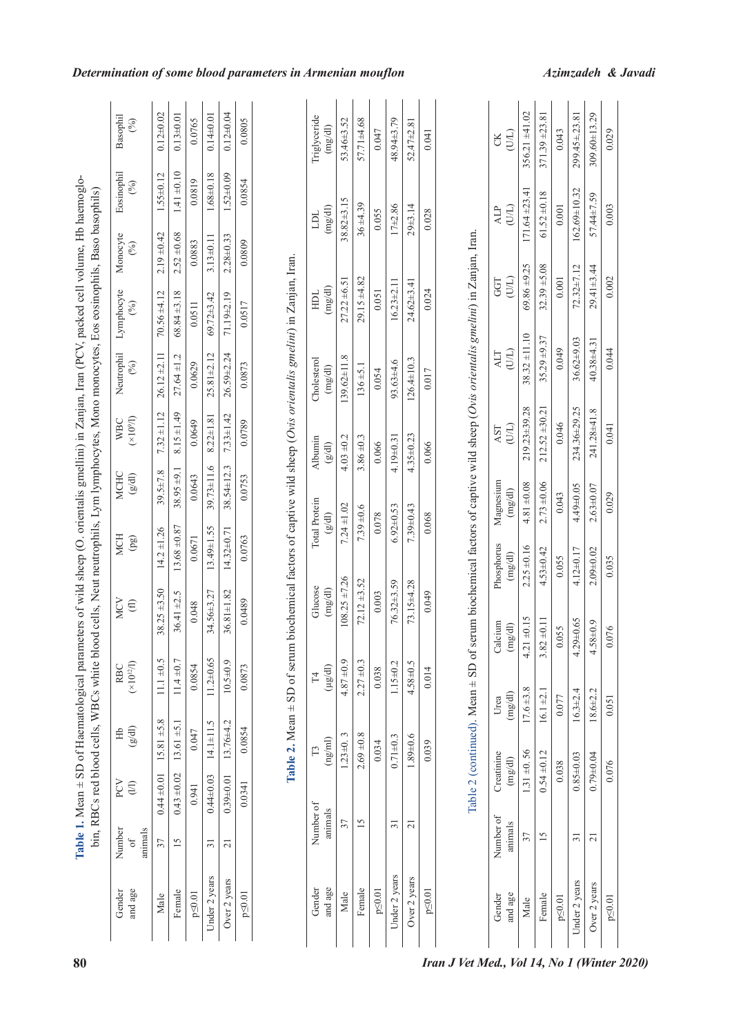**Table 1.** Mean ± SD of Haematological parameters of wild sheep (O. orientalis gmellini) in Zanjan, Iran (PCV, packed cell volume, Hb haemoglobin, RBCs red blood cells, WBCs white blood cells, Neut neutrophils, Lym lymphocytes, Mono monocytes, Eos eosinophils, Baso basophils)

| Gender and age | Number of animals | PCV (l/l) | Hb (g/dl) | RBC ($\times 10^{12}$/l) | MCV (fl) | MCH (pg) | MCHC (g/dl) | WBC ($\times 10^{9}$/l) | Neutrophil (%) | Lymphocyte (%) | Monocyte (%) | Eosinophil (%) | Basophil (%) |
|---|---|---|---|---|---|---|---|---|---|---|---|---|---|
| Male | 37 | 0.44±0.01 | 15.81 ±5.8 | 11.1 ±0.5 | 38.25 ±3.50 | 14.2 ±1.26 | 39.5±7.8 | 7.32 ±1.12 | 26.12 ±2.11 | 70.56 ±4.12 | 2.19 ±0.42 | 1.55±0.12 | 0.12±0.02 |
| Female | 15 | 0.43 ±0.02 | 13.61 ±5.1 | 11.4 ±0.7 | 36.41 ±2.5 | 13.68 ±0.87 | 38.95 ±9.1 | 8.15 ±1.49 | 27.64 ±1.2 | 68.84 ±3.18 | 2.52 ±0.68 | 1.41 ±0.10 | 0.13±0.01 |
| p≤0.01 | | 0.941 | 0.047 | 0.0854 | 0.048 | 0.0671 | 0.0643 | 0.0649 | 0.0629 | 0.0511 | 0.0883 | 0.0819 | 0.0765 |
| Under 2 years | 31 | 0.44±0.03 | 14.1±11.5 | 11.2±0.65 | 34.56±3.27 | 13.49±1.55 | 39.73±11.6 | 8.22±1.81 | 25.81±2.12 | 69.72±3.42 | 3.13±0.11 | 1.68±0.18 | 0.14±0.01 |
| Over 2 years | 21 | 0.39±0.01 | 13.76±4.2 | 10.5±0.9 | 36.81±1.82 | 14.32±0.71 | 38.54±12.3 | 7.33±1.42 | 26.59±2.24 | 71.19±2.19 | 2.28±0.33 | 1.52±0.09 | 0.12±0.04 |
| p≤0.01 | | 0.0341 | 0.0854 | 0.0873 | 0.0489 | 0.0763 | 0.0753 | 0.0789 | 0.0873 | 0.0517 | 0.0809 | 0.0854 | 0.0805 |

**Table 2.** Mean ± SD of serum biochemical factors of captive wild sheep (*Ovis orientalis gmelini*) in Zanjan, Iran.

| Gender and age | Number of animals | T3 (ng/ml) | T4 (µg/dl) | Glucose (mg/dl) | Total Protein (g/dl) | Albumin (g/dl) | Cholesterol (mg/dl) | HDL (mg/dl) | LDL (mg/dl) | Triglyceride (mg/dl) |
|---|---|---|---|---|---|---|---|---|---|---|
| Male | 37 | 1.23±0. 3 | 4.87 ±0.9 | 108.25 ±7.26 | 7.24 ±1.02 | 4.03 ±0.2 | 139.62±11.8 | 27.22 ±6.51 | 38.82±3.15 | 53.46±3.52 |
| Female | 15 | 2.69 ±0.8 | 2.27 ±0.3 | 72.12 ±3.52 | 7.39 ±0.6 | 3.86 ±0.3 | 136 ±5.1 | 29.15 ±4.82 | 36 ±4.39 | 57.71±4.68 |
| p≤0.01 | | 0.034 | 0.038 | 0.003 | 0.078 | 0.066 | 0.054 | 0.051 | 0.055 | 0.047 |
| Under 2 years | 31 | 0.71±0.3 | 1.15±0.2 | 76.32±3.59 | 6.92±0.53 | 4.19±0.31 | 93.63±4.6 | 16.23±2.11 | 17±2.86 | 48.94±3.79 |
| Over 2 years | 21 | 1.89±0.6 | 4.58±0.5 | 73.15±4.28 | 7.39±0.43 | 4.35±0.23 | 126.4±10.3 | 24.62±3.41 | 29±3.14 | 52.47±2.81 |
| p≤0.01 | | 0.039 | 0.014 | 0.049 | 0.068 | 0.066 | 0.017 | 0.024 | 0.028 | 0.041 |

Table 2 (continued). Mean ± SD of serum biochemical factors of captive wild sheep (*Ovis orientalis gmelini*) in Zanjan, Iran.

| Gender and age | Number of animals | Creatinine (mg/dl) | Urea (mg/dl) | Calcium (mg/dl) | Phosphorus (mg/dl) | Magnesium (mg/dl) | AST (U/L) | ALT (U/L) | GGT (U/L) | ALP (U/L) | CK (U/L) |
|---|---|---|---|---|---|---|---|---|---|---|---|
| Male | 37 | 1.31 ±0. 56 | 17.6 ±3.8 | 4.21 ±0.15 | 2.25 ±0.16 | 4.81 ±0.08 | 219.23±39.28 | 38.32 ±11.10 | 69.86 ±9.25 | 171.64 ±23.41 | 356.21 ±41.02 |
| Female | 15 | 0.54 ±0.12 | 16.1 ±2.1 | 3.82 ±0.11 | 4.53±0.42 | 2.73 ±0.06 | 212.52 ±30.21 | 35.29 ±9.37 | 32.39 ±5.08 | 61.52 ±0.18 | 371.39 ±23.81 |
| p≤0.01 | | 0.038 | 0.077 | 0.055 | 0.055 | 0.043 | 0.046 | 0.049 | 0.001 | 0.001 | 0.043 |
| Under 2 years | 31 | 0.85±0.03 | 16.3±2.4 | 4.29±0.65 | 4.12±0.17 | 4.49±0.05 | 234.36±29.25 | 36.62±9.03 | 72.32±7.12 | 162.69±10.32 | 299.45±23.81 |
| Over 2 years | 21 | 0.79±0.04 | 18.6±2.2 | 4.58±0.9 | 2.09±0.02 | 2.63±0.07 | 241.28±41.8 | 40.38±4.31 | 29.41±3.44 | 57.44±7.59 | 309.60±13.29 |
| p≤0.01 | | 0.076 | 0.051 | 0.076 | 0.035 | 0.029 | 0.041 | 0.044 | 0.002 | 0.003 | 0.029 |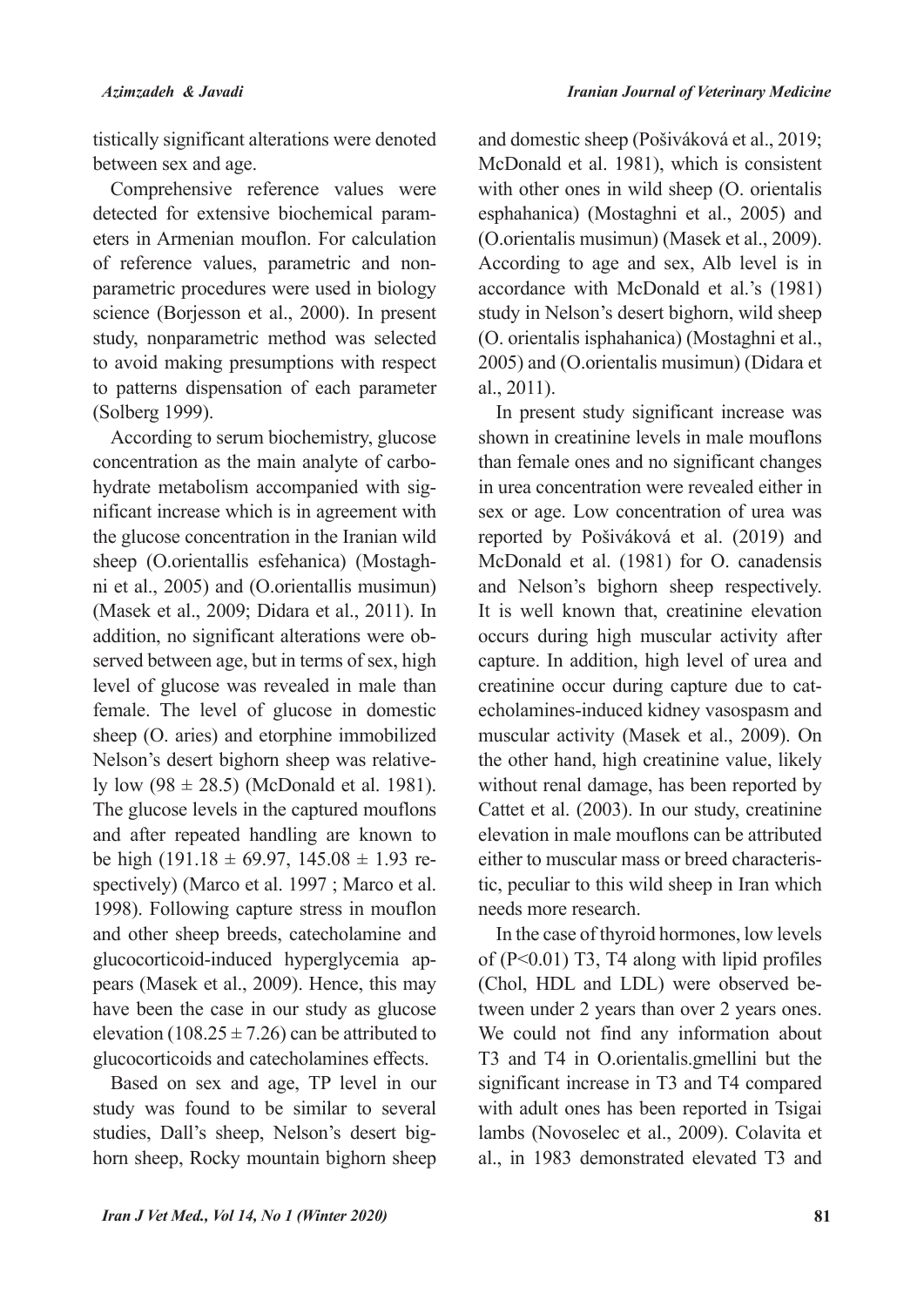tistically significant alterations were denoted between sex and age.

Comprehensive reference values were detected for extensive biochemical parameters in Armenian mouflon. For calculation of reference values, parametric and nonparametric procedures were used in biology science (Borjesson et al., 2000). In present study, nonparametric method was selected to avoid making presumptions with respect to patterns dispensation of each parameter (Solberg 1999).

According to serum biochemistry, glucose concentration as the main analyte of carbohydrate metabolism accompanied with significant increase which is in agreement with the glucose concentration in the Iranian wild sheep (O.orientallis esfehanica) (Mostaghni et al., 2005) and (O.orientallis musimun) (Masek et al., 2009; Didara et al., 2011). In addition, no significant alterations were observed between age, but in terms of sex, high level of glucose was revealed in male than female. The level of glucose in domestic sheep (O. aries) and etorphine immobilized Nelson's desert bighorn sheep was relatively low ($98 \pm 28.5$) (McDonald et al. 1981). The glucose levels in the captured mouflons and after repeated handling are known to be high ($191.18 \pm 69.97$, $145.08 \pm 1.93$ respectively) (Marco et al. 1997 ; Marco et al. 1998). Following capture stress in mouflon and other sheep breeds, catecholamine and glucocorticoid-induced hyperglycemia appears (Masek et al., 2009). Hence, this may have been the case in our study as glucose elevation ($108.25 \pm 7.26$) can be attributed to glucocorticoids and catecholamines effects.

Based on sex and age, TP level in our study was found to be similar to several studies, Dall's sheep, Nelson's desert bighorn sheep, Rocky mountain bighorn sheep and domestic sheep (Pošiváková et al., 2019; McDonald et al. 1981), which is consistent with other ones in wild sheep (O. orientalis esphahanica) (Mostaghni et al., 2005) and (O.orientalis musimun) (Masek et al., 2009). According to age and sex, Alb level is in accordance with McDonald et al.'s (1981) study in Nelson's desert bighorn, wild sheep (O. orientalis isphahanica) (Mostaghni et al., 2005) and (O.orientalis musimun) (Didara et al., 2011).

In present study significant increase was shown in creatinine levels in male mouflons than female ones and no significant changes in urea concentration were revealed either in sex or age. Low concentration of urea was reported by Pošiváková et al. (2019) and McDonald et al. (1981) for O. canadensis and Nelson's bighorn sheep respectively. It is well known that, creatinine elevation occurs during high muscular activity after capture. In addition, high level of urea and creatinine occur during capture due to catecholamines-induced kidney vasospasm and muscular activity (Masek et al., 2009). On the other hand, high creatinine value, likely without renal damage, has been reported by Cattet et al. (2003). In our study, creatinine elevation in male mouflons can be attributed either to muscular mass or breed characteristic, peculiar to this wild sheep in Iran which needs more research.

In the case of thyroid hormones, low levels of ($P<0.01$) T3, T4 along with lipid profiles (Chol, HDL and LDL) were observed between under 2 years than over 2 years ones. We could not find any information about T3 and T4 in O.orientalis.gmellini but the significant increase in T3 and T4 compared with adult ones has been reported in Tsigai lambs (Novoselec et al., 2009). Colavita et al., in 1983 demonstrated elevated T3 and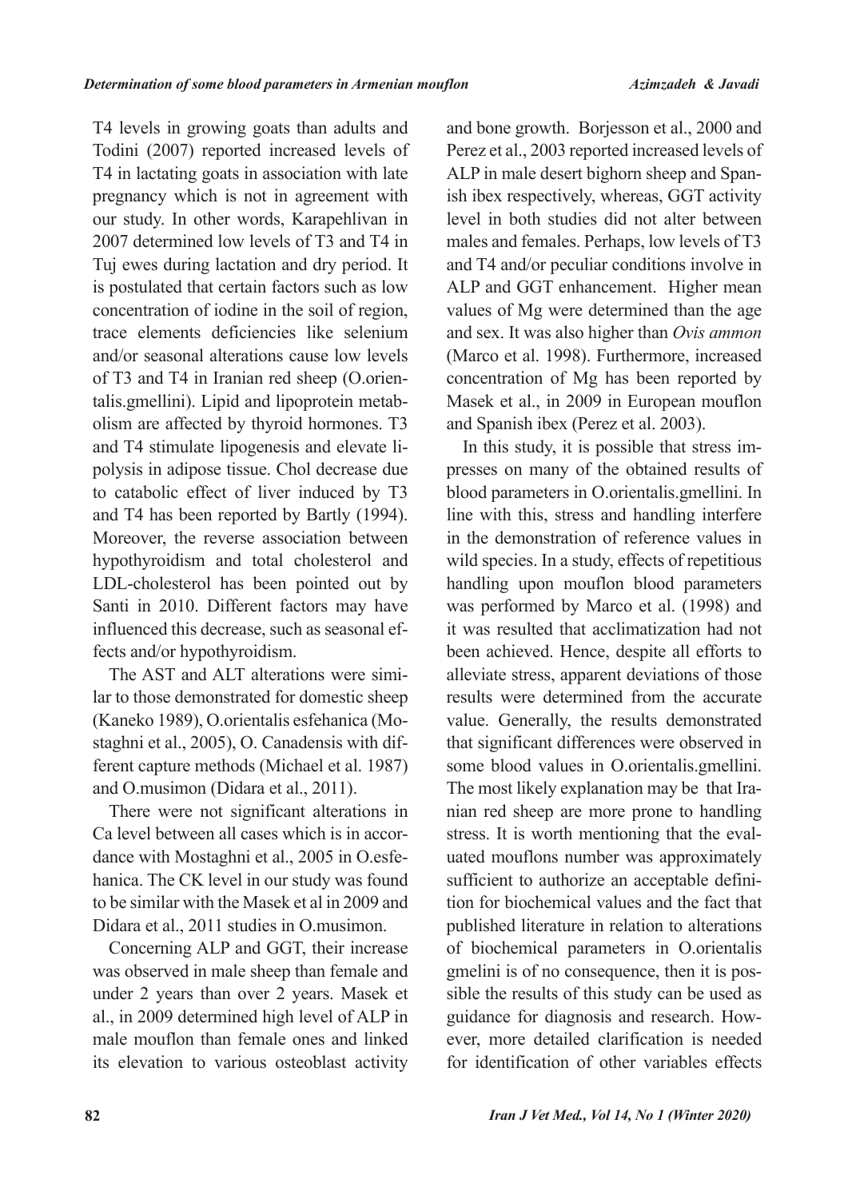T4 levels in growing goats than adults and Todini (2007) reported increased levels of T4 in lactating goats in association with late pregnancy which is not in agreement with our study. In other words, Karapehlivan in 2007 determined low levels of T3 and T4 in Tuj ewes during lactation and dry period. It is postulated that certain factors such as low concentration of iodine in the soil of region, trace elements deficiencies like selenium and/or seasonal alterations cause low levels of T3 and T4 in Iranian red sheep (O.orientalis.gmellini). Lipid and lipoprotein metabolism are affected by thyroid hormones. T3 and T4 stimulate lipogenesis and elevate lipolysis in adipose tissue. Chol decrease due to catabolic effect of liver induced by T3 and T4 has been reported by Bartly (1994). Moreover, the reverse association between hypothyroidism and total cholesterol and LDL-cholesterol has been pointed out by Santi in 2010. Different factors may have influenced this decrease, such as seasonal effects and/or hypothyroidism.

The AST and ALT alterations were similar to those demonstrated for domestic sheep (Kaneko 1989), O.orientalis esfehanica (Mostaghni et al., 2005), O. Canadensis with different capture methods (Michael et al. 1987) and O.musimon (Didara et al., 2011).

There were not significant alterations in Ca level between all cases which is in accordance with Mostaghni et al., 2005 in O.esfehanica. The CK level in our study was found to be similar with the Masek et al in 2009 and Didara et al., 2011 studies in O.musimon.

Concerning ALP and GGT, their increase was observed in male sheep than female and under 2 years than over 2 years. Masek et al., in 2009 determined high level of ALP in male mouflon than female ones and linked its elevation to various osteoblast activity and bone growth. Borjesson et al., 2000 and Perez et al., 2003 reported increased levels of ALP in male desert bighorn sheep and Spanish ibex respectively, whereas, GGT activity level in both studies did not alter between males and females. Perhaps, low levels of T3 and T4 and/or peculiar conditions involve in ALP and GGT enhancement. Higher mean values of Mg were determined than the age and sex. It was also higher than *Ovis ammon* (Marco et al. 1998). Furthermore, increased concentration of Mg has been reported by Masek et al., in 2009 in European mouflon and Spanish ibex (Perez et al. 2003).

In this study, it is possible that stress impresses on many of the obtained results of blood parameters in O.orientalis.gmellini. In line with this, stress and handling interfere in the demonstration of reference values in wild species. In a study, effects of repetitious handling upon mouflon blood parameters was performed by Marco et al. (1998) and it was resulted that acclimatization had not been achieved. Hence, despite all efforts to alleviate stress, apparent deviations of those results were determined from the accurate value. Generally, the results demonstrated that significant differences were observed in some blood values in O.orientalis.gmellini. The most likely explanation may be that Iranian red sheep are more prone to handling stress. It is worth mentioning that the evaluated mouflons number was approximately sufficient to authorize an acceptable definition for biochemical values and the fact that published literature in relation to alterations of biochemical parameters in O.orientalis gmelini is of no consequence, then it is possible the results of this study can be used as guidance for diagnosis and research. However, more detailed clarification is needed for identification of other variables effects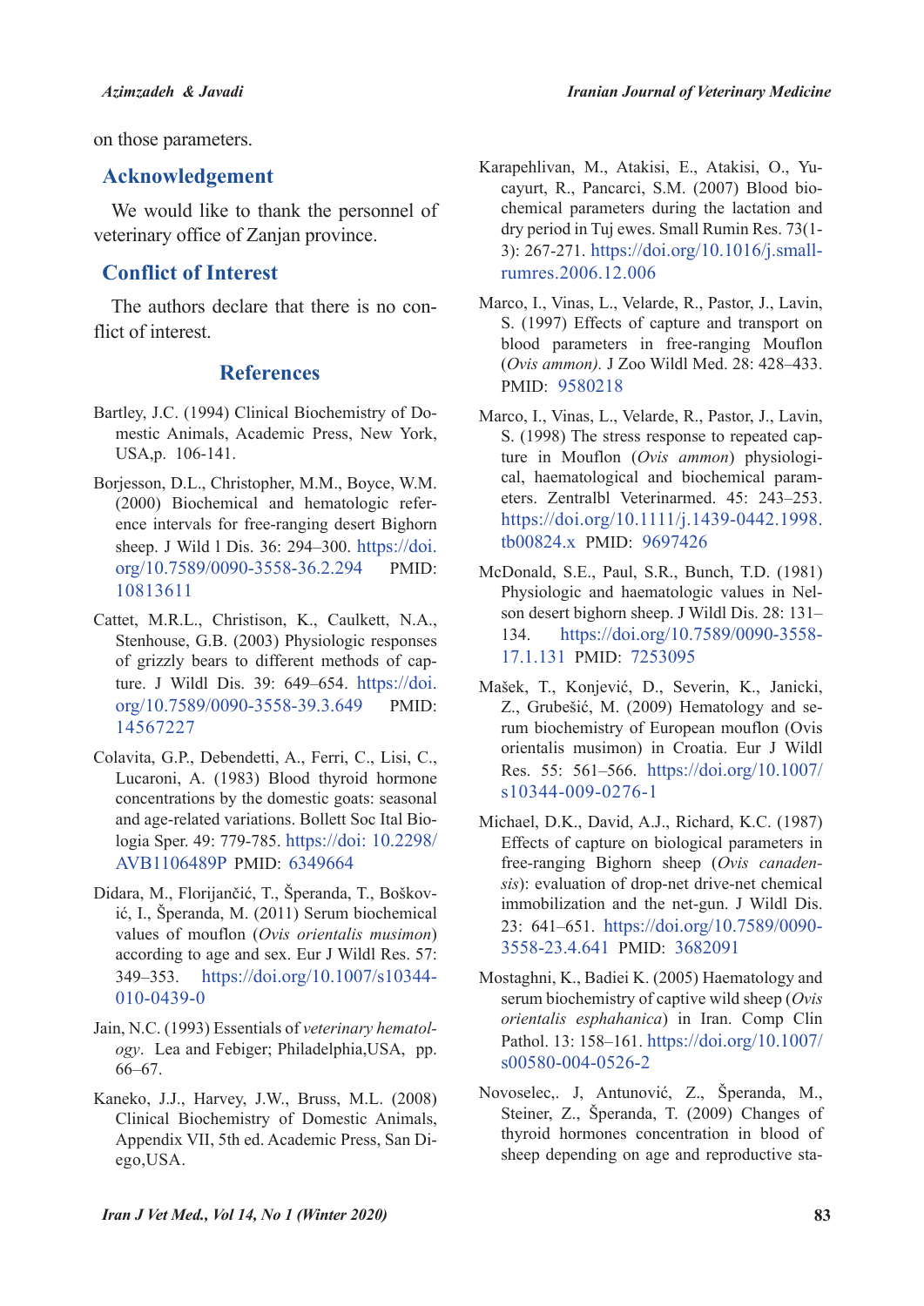on those parameters.

## Acknowledgement

We would like to thank the personnel of veterinary office of Zanjan province.

## Conflict of Interest

The authors declare that there is no conflict of interest.

## References

Bartley, J.C. (1994) Clinical Biochemistry of Domestic Animals, Academic Press, New York, USA,p. 106-141.

Borjesson, D.L., Christopher, M.M., Boyce, W.M. (2000) Biochemical and hematologic reference intervals for free-ranging desert Bighorn sheep. J Wild l Dis. 36: 294–300. https://doi.org/10.7589/0090-3558-36.2.294 PMID: 10813611

Cattet, M.R.L., Christison, K., Caulkett, N.A., Stenhouse, G.B. (2003) Physiologic responses of grizzly bears to different methods of capture. J Wildl Dis. 39: 649–654. https://doi.org/10.7589/0090-3558-39.3.649 PMID: 14567227

Colavita, G.P., Debendetti, A., Ferri, C., Lisi, C., Lucaroni, A. (1983) Blood thyroid hormone concentrations by the domestic goats: seasonal and age-related variations. Bollett Soc Ital Biologia Sper. 49: 779-785. https://doi: 10.2298/AVB1106489P PMID: 6349664

Didara, M., Florijančić, T., Šperanda, T., Bošković, I., Šperanda, M. (2011) Serum biochemical values of mouflon (*Ovis orientalis musimon*) according to age and sex. Eur J Wildl Res. 57: 349–353. https://doi.org/10.1007/s10344-010-0439-0

Jain, N.C. (1993) Essentials of *veterinary hematology*. Lea and Febiger; Philadelphia,USA, pp. 66–67.

Kaneko, J.J., Harvey, J.W., Bruss, M.L. (2008) Clinical Biochemistry of Domestic Animals, Appendix VII, 5th ed. Academic Press, San Diego,USA.

Karapehlivan, M., Atakisi, E., Atakisi, O., Yucayurt, R., Pancarci, S.M. (2007) Blood biochemical parameters during the lactation and dry period in Tuj ewes. Small Rumin Res. 73(1-3): 267-271. https://doi.org/10.1016/j.smallrumres.2006.12.006

Marco, I., Vinas, L., Velarde, R., Pastor, J., Lavin, S. (1997) Effects of capture and transport on blood parameters in free-ranging Mouflon (*Ovis ammon*). J Zoo Wildl Med. 28: 428–433. PMID: 9580218

Marco, I., Vinas, L., Velarde, R., Pastor, J., Lavin, S. (1998) The stress response to repeated capture in Mouflon (*Ovis ammon*) physiological, haematological and biochemical parameters. Zentralbl Veterinarmed. 45: 243–253. https://doi.org/10.1111/j.1439-0442.1998.tb00824.x PMID: 9697426

McDonald, S.E., Paul, S.R., Bunch, T.D. (1981) Physiologic and haematological values in Nelson desert bighorn sheep. J Wildl Dis. 28: 131–134. https://doi.org/10.7589/0090-3558-17.1.131 PMID: 7253095

Mašek, T., Konjević, D., Severin, K., Janicki, Z., Grubešić, M. (2009) Hematology and serum biochemistry of European mouflon (Ovis orientalis musimon) in Croatia. Eur J Wildl Res. 55: 561–566. https://doi.org/10.1007/s10344-009-0276-1

Michael, D.K., David, A.J., Richard, K.C. (1987) Effects of capture on biological parameters in free-ranging Bighorn sheep (*Ovis canadensis*): evaluation of drop-net drive-net chemical immobilization and the net-gun. J Wildl Dis. 23: 641–651. https://doi.org/10.7589/0090-3558-23.4.641 PMID: 3682091

Mostaghni, K., Badiei K. (2005) Haematology and serum biochemistry of captive wild sheep (*Ovis orientalis esphahanica*) in Iran. Comp Clin Pathol. 13: 158–161. https://doi.org/10.1007/s00580-004-0526-2

Novoselec,. J, Antunović, Z., Šperanda, M., Steiner, Z., Šperanda, T. (2009) Changes of thyroid hormones concentration in blood of sheep depending on age and reproductive sta-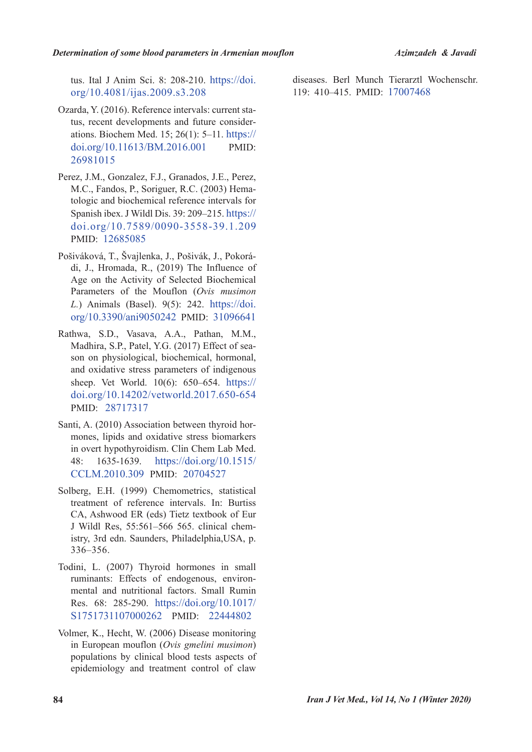tus. Ital J Anim Sci. 8: 208-210. https://doi.org/10.4081/ijas.2009.s3.208

Ozarda, Y. (2016). Reference intervals: current status, recent developments and future considerations. Biochem Med. 15; 26(1): 5–11. https://doi.org/10.11613/BM.2016.001 PMID: 26981015

Perez, J.M., Gonzalez, F.J., Granados, J.E., Perez, M.C., Fandos, P., Soriguer, R.C. (2003) Hematologic and biochemical reference intervals for Spanish ibex. J Wildl Dis. 39: 209–215. https://doi.org/10.7589/0090-3558-39.1.209 PMID: 12685085

Pošiváková, T., Švajlenka, J., Pošivák, J., Pokorádi, J., Hromada, R., (2019) The Influence of Age on the Activity of Selected Biochemical Parameters of the Mouflon (*Ovis musimon L.*) Animals (Basel). 9(5): 242. https://doi.org/10.3390/ani9050242 PMID: 31096641

Rathwa, S.D., Vasava, A.A., Pathan, M.M., Madhira, S.P., Patel, Y.G. (2017) Effect of season on physiological, biochemical, hormonal, and oxidative stress parameters of indigenous sheep. Vet World. 10(6): 650–654. https://doi.org/10.14202/vetworld.2017.650-654 PMID: 28717317

Santi, A. (2010) Association between thyroid hormones, lipids and oxidative stress biomarkers in overt hypothyroidism. Clin Chem Lab Med. 48: 1635-1639. https://doi.org/10.1515/CCLM.2010.309 PMID: 20704527

Solberg, E.H. (1999) Chemometrics, statistical treatment of reference intervals. In: Burtiss CA, Ashwood ER (eds) Tietz textbook of Eur J Wildl Res, 55:561–566 565. clinical chemistry, 3rd edn. Saunders, Philadelphia,USA, p. 336–356.

Todini, L. (2007) Thyroid hormones in small ruminants: Effects of endogenous, environmental and nutritional factors. Small Rumin Res. 68: 285-290. https://doi.org/10.1017/S1751731107000262 PMID: 22444802

Volmer, K., Hecht, W. (2006) Disease monitoring in European mouflon (*Ovis gmelini musimon*) populations by clinical blood tests aspects of epidemiology and treatment control of claw diseases. Berl Munch Tierarztl Wochenschr. 119: 410–415. PMID: 17007468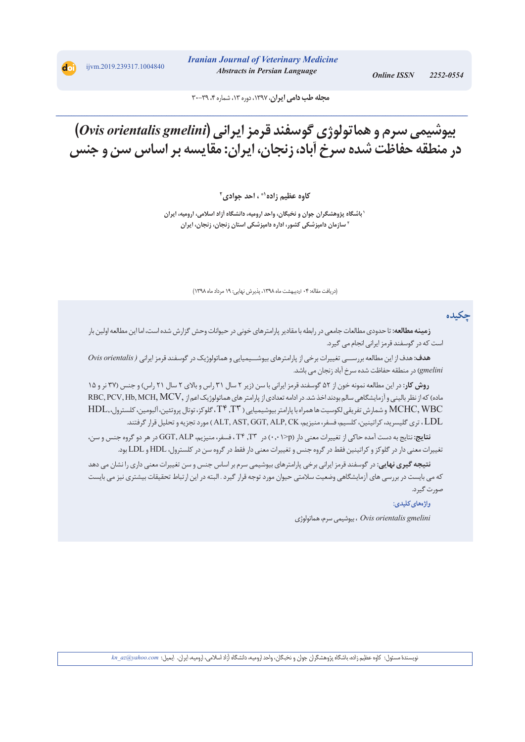# بیوشیمی سرم و هماتولوژی گوسفند قرمز ایرانی (*Ovis orientalis gmelini*) در منطقه حفاظت شده سرخ آباد، زنجان، ایران: مقایسه بر اساس سن و جنس

**کاوه عظیم زاده[1]* ، احد جوادی[2]**

[1] باشگاه پژوهشگران جوان و نخبگان، واحد ارومیه، دانشگاه آزاد اسلامی، ارومیه، ایران

[2] سازمان دامپزشکی کشور، اداره دامپزشکی استان زنجان، زنجان، ایران

(دریافت مقاله: ۰۴ اردیبهشت ماه ۱۳۹۸، پذیرش نهایی: ۱۹ مرداد ماه ۱۳۹۸)

## چکیده

**زمینه مطالعه:** تا حدودی مطالعات جامعی در رابطه با مقادیر پارامترهای خونی در حیوانات وحش گزارش شده است، اما این مطالعه اولین بار است که در گوسفند قرمز ایرانی انجام می گیرد.

**هدف:** هدف از این مطالعه بررســـی تغییرات برخی از پارامترهای بیوشـــیمیایی و هماتولوژیک در گوسفند قرمز ایرانی (*Ovis orientalis gmelini*) در منطقه حفاظت شده سرخ آباد زنجان می باشد.

**روش کار:** در این مطالعه نمونه خون از ۵۲ گوسفند قرمز ایرانی با سن (زیر ۲ سال ۳۱ راس و بالای ۲ سال ۲۱ راس) و جنس (۳۷ نر و ۱۵ ماده) که از نظر بالینی و آزمایشگاهی سالم بودند اخذ شد. در ادامه تعدادی از پارامتر های هماتولوژیک اعم از RBC, PCV, Hb, MCH, MCV, MCHC, WBC و شمارش تفریقی لکوسیت ها همراه با پارامتر بیوشیمیایی ( T۳, T۴، گلوکز، توتال پروتئین، آلبومین، کلسترول، HDL، LDL، تری گلیسرید، کراتینین، کلسیم، فسفر، منیزیم، ALT, AST, GGT, ALP, CK ) مورد تجزیه و تحلیل قرار گرفتند.

**نتایج:** نتایج به دست آمده حاکی از تغییرات معنی دار (p<۰/۰۱) در T۳, T۴، فسفر، منیزیم، GGT, ALP در هر دو گروه جنس و سن، تغییرات معنی دار در گلوکز و کراتینین فقط در گروه جنس و تغییرات معنی دار فقط در گروه سن در کلسترول، HDL و LDL بود.

**نتیجه گیری نهایی:** در گوسفند قرمز ایرانی برخی پارامترهای بیوشیمی سرم بر اساس جنس و سن تغییرات معنی داری را نشان می دهد که می بایست در بررسی های آزمایشگاهی وضعیت سلامتی حیوان مورد توجه قرار گیرد. البته در این ارتباط تحقیقات بیشتری نیز می بایست صورت گیرد.

**واژه‌های کلیدی:**

*Ovis orientalis gmelini* ، بیوشیمی سرم، هماتولوژی

نویسندهٔ مسئول: کاوه عظیم زاده، باشگاه پژوهشگران جوان و نخبگان، واحد ارومیه، دانشگاه آزاد اسلامی، ارومیه، ایران. ایمیل: *kn_az@yahoo.com*